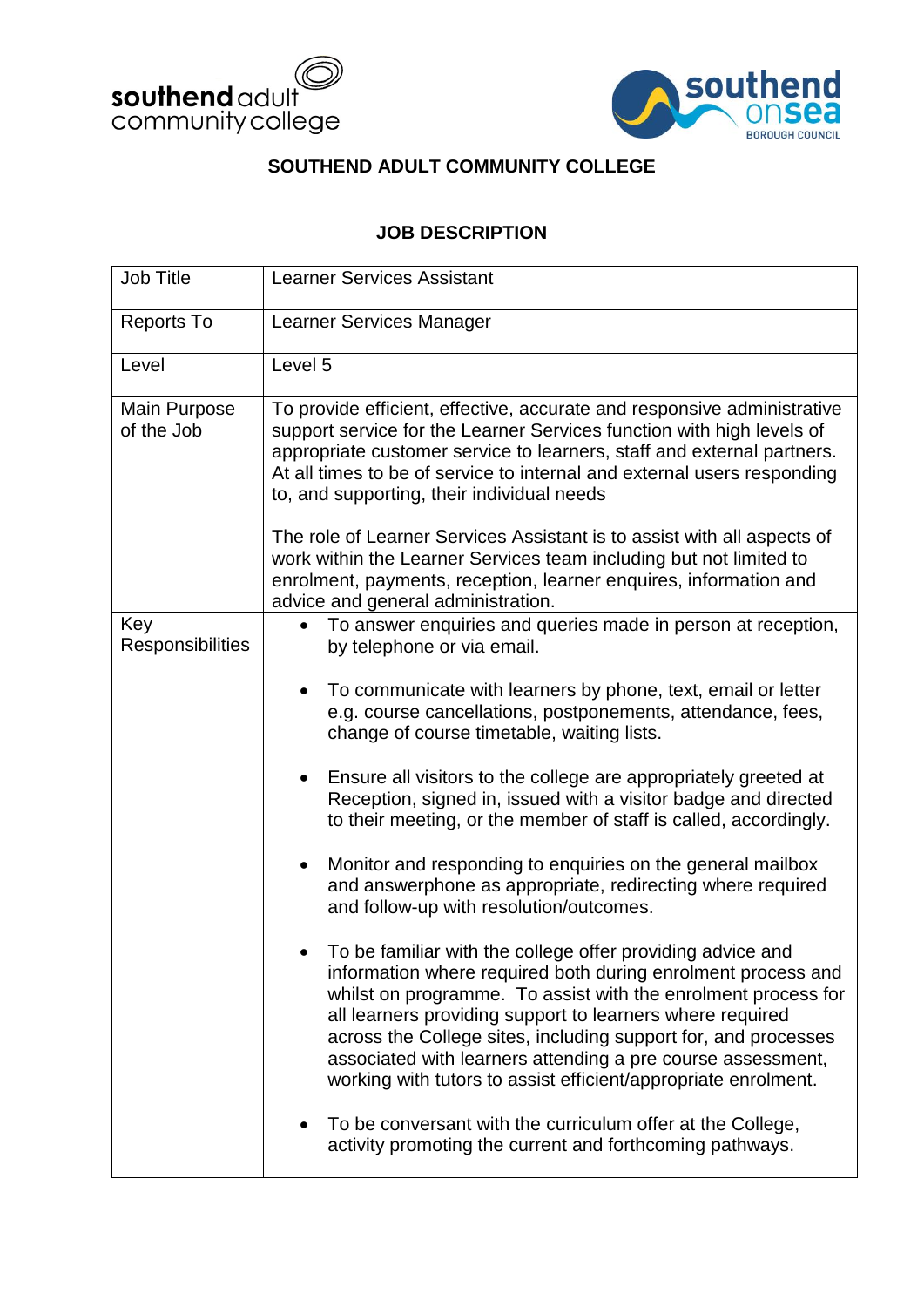# SOUTHEND ADULT COMMUNITY COLLEGE

## JOB DESCRIPTION

| Job Title | Learner Services Assistant |
|---|---|
| Reports To | Learner Services Manager |
| Level | Level 5 |
| Main Purpose of the Job | To provide efficient, effective, accurate and responsive administrative support service for the Learner Services function with high levels of appropriate customer service to learners, staff and external partners. At all times to be of service to internal and external users responding to, and supporting, their individual needs<br><br>The role of Learner Services Assistant is to assist with all aspects of work within the Learner Services team including but not limited to enrolment, payments, reception, learner enquires, information and advice and general administration. |
| Key Responsibilities | • To answer enquiries and queries made in person at reception, by telephone or via email.<br><br>• To communicate with learners by phone, text, email or letter e.g. course cancellations, postponements, attendance, fees, change of course timetable, waiting lists.<br><br>• Ensure all visitors to the college are appropriately greeted at Reception, signed in, issued with a visitor badge and directed to their meeting, or the member of staff is called, accordingly.<br><br>• Monitor and responding to enquiries on the general mailbox and answerphone as appropriate, redirecting where required and follow-up with resolution/outcomes.<br><br>• To be familiar with the college offer providing advice and information where required both during enrolment process and whilst on programme. To assist with the enrolment process for all learners providing support to learners where required across the College sites, including support for, and processes associated with learners attending a pre course assessment, working with tutors to assist efficient/appropriate enrolment.<br><br>• To be conversant with the curriculum offer at the College, activity promoting the current and forthcoming pathways. |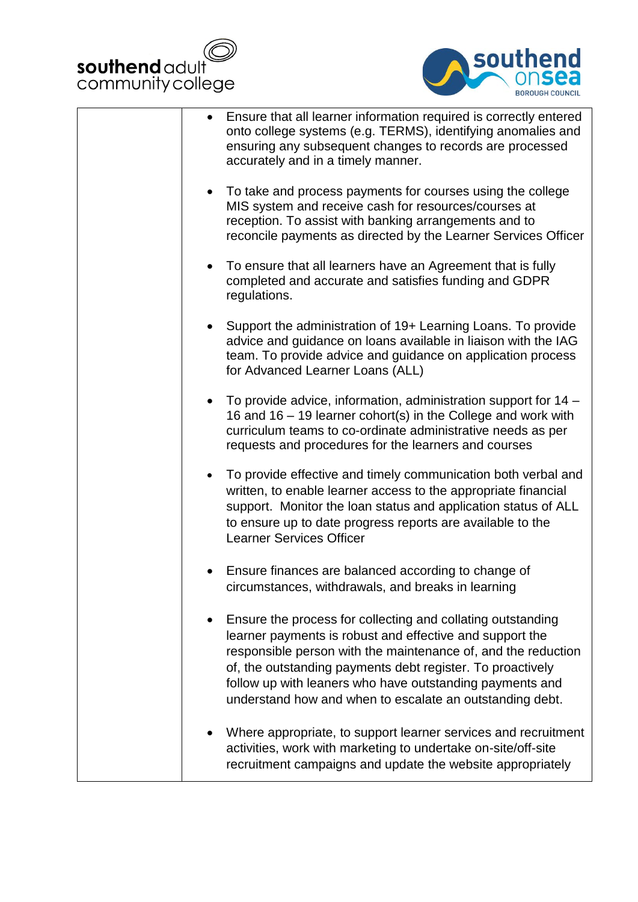|  |  |
|---|---|
|  | • Ensure that all learner information required is correctly entered onto college systems (e.g. TERMS), identifying anomalies and ensuring any subsequent changes to records are processed accurately and in a timely manner.<br><br>• To take and process payments for courses using the college MIS system and receive cash for resources/courses at reception. To assist with banking arrangements and to reconcile payments as directed by the Learner Services Officer<br><br>• To ensure that all learners have an Agreement that is fully completed and accurate and satisfies funding and GDPR regulations.<br><br>• Support the administration of 19+ Learning Loans. To provide advice and guidance on loans available in liaison with the IAG team. To provide advice and guidance on application process for Advanced Learner Loans (ALL)<br><br>• To provide advice, information, administration support for 14 – 16 and 16 – 19 learner cohort(s) in the College and work with curriculum teams to co-ordinate administrative needs as per requests and procedures for the learners and courses<br><br>• To provide effective and timely communication both verbal and written, to enable learner access to the appropriate financial support. Monitor the loan status and application status of ALL to ensure up to date progress reports are available to the Learner Services Officer<br><br>• Ensure finances are balanced according to change of circumstances, withdrawals, and breaks in learning<br><br>• Ensure the process for collecting and collating outstanding learner payments is robust and effective and support the responsible person with the maintenance of, and the reduction of, the outstanding payments debt register. To proactively follow up with leaners who have outstanding payments and understand how and when to escalate an outstanding debt.<br><br>• Where appropriate, to support learner services and recruitment activities, work with marketing to undertake on-site/off-site recruitment campaigns and update the website appropriately |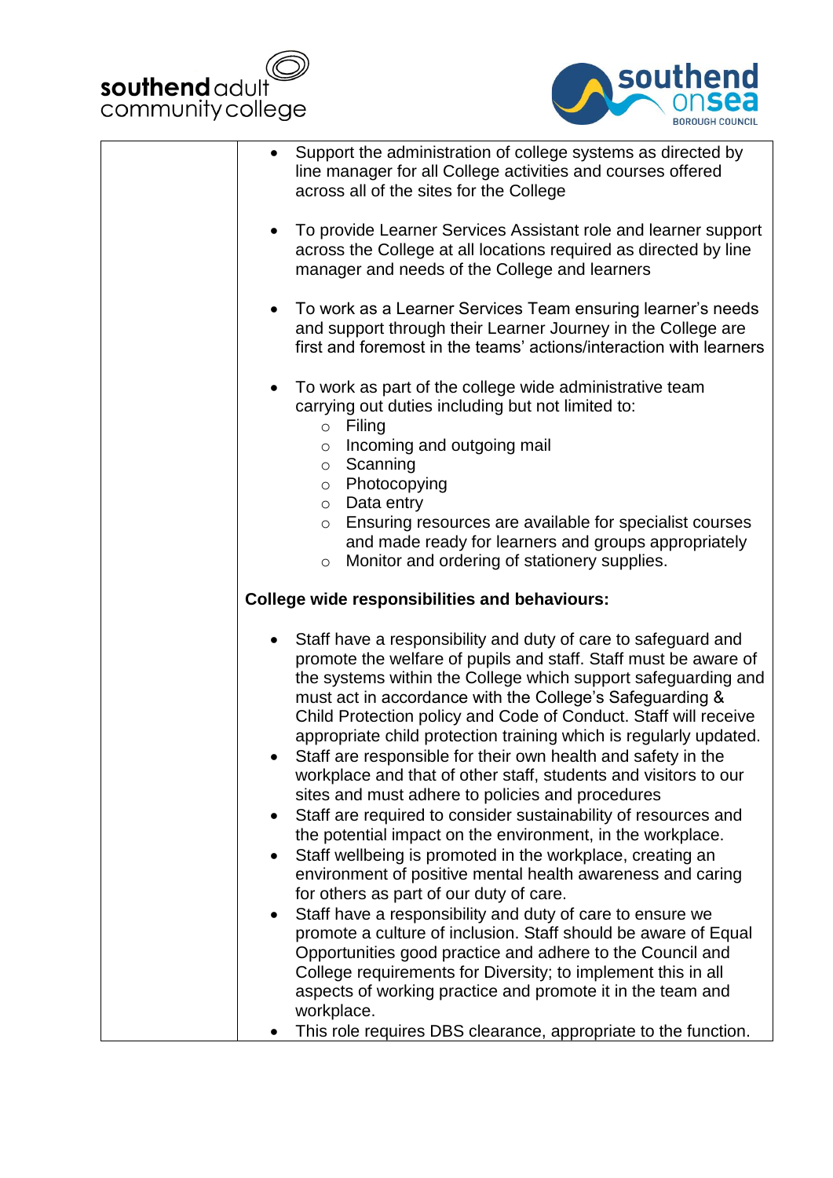| | |
|---|---|
| | • Support the administration of college systems as directed by line manager for all College activities and courses offered across all of the sites for the College<br><br>• To provide Learner Services Assistant role and learner support across the College at all locations required as directed by line manager and needs of the College and learners<br><br>• To work as a Learner Services Team ensuring learner's needs and support through their Learner Journey in the College are first and foremost in the teams' actions/interaction with learners<br><br>• To work as part of the college wide administrative team carrying out duties including but not limited to:<br>  ○ Filing<br>  ○ Incoming and outgoing mail<br>  ○ Scanning<br>  ○ Photocopying<br>  ○ Data entry<br>  ○ Ensuring resources are available for specialist courses and made ready for learners and groups appropriately<br>  ○ Monitor and ordering of stationery supplies.<br><br>**College wide responsibilities and behaviours:**<br><br>• Staff have a responsibility and duty of care to safeguard and promote the welfare of pupils and staff. Staff must be aware of the systems within the College which support safeguarding and must act in accordance with the College's Safeguarding & Child Protection policy and Code of Conduct. Staff will receive appropriate child protection training which is regularly updated.<br>• Staff are responsible for their own health and safety in the workplace and that of other staff, students and visitors to our sites and must adhere to policies and procedures<br>• Staff are required to consider sustainability of resources and the potential impact on the environment, in the workplace.<br>• Staff wellbeing is promoted in the workplace, creating an environment of positive mental health awareness and caring for others as part of our duty of care.<br>• Staff have a responsibility and duty of care to ensure we promote a culture of inclusion. Staff should be aware of Equal Opportunities good practice and adhere to the Council and College requirements for Diversity; to implement this in all aspects of working practice and promote it in the team and workplace.<br>• This role requires DBS clearance, appropriate to the function. |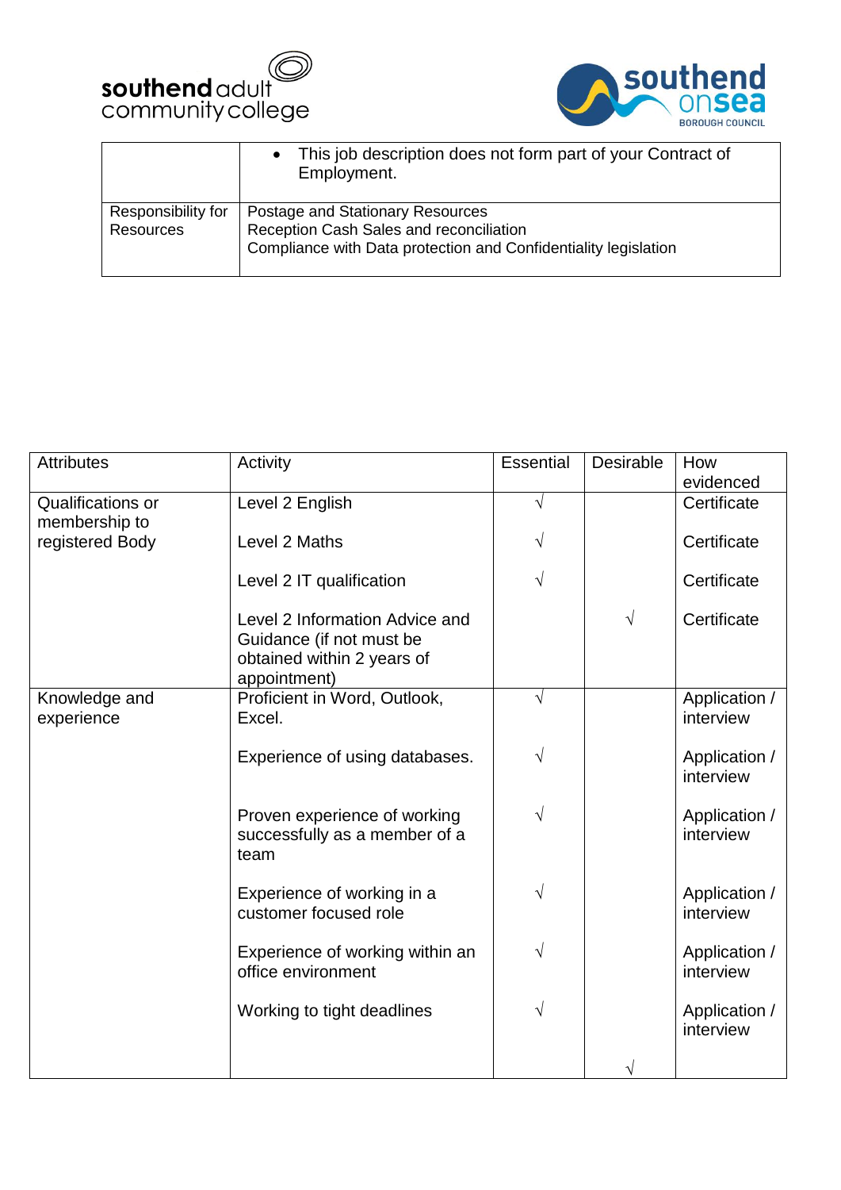| | |
|---|---|
| | • This job description does not form part of your Contract of Employment. |
| Responsibility for Resources | Postage and Stationary Resources<br>Reception Cash Sales and reconciliation<br>Compliance with Data protection and Confidentiality legislation |

| Attributes | Activity | Essential | Desirable | How evidenced |
|---|---|---|---|---|
| Qualifications or membership to registered Body | Level 2 English | √ | | Certificate |
| | Level 2 Maths | √ | | Certificate |
| | Level 2 IT qualification | √ | | Certificate |
| | Level 2 Information Advice and Guidance (if not must be obtained within 2 years of appointment) | | √ | Certificate |
| Knowledge and experience | Proficient in Word, Outlook, Excel. | √ | | Application / interview |
| | Experience of using databases. | √ | | Application / interview |
| | Proven experience of working successfully as a member of a team | √ | | Application / interview |
| | Experience of working in a customer focused role | √ | | Application / interview |
| | Experience of working within an office environment | √ | | Application / interview |
| | Working to tight deadlines | √ | | Application / interview |
| | | | √ | |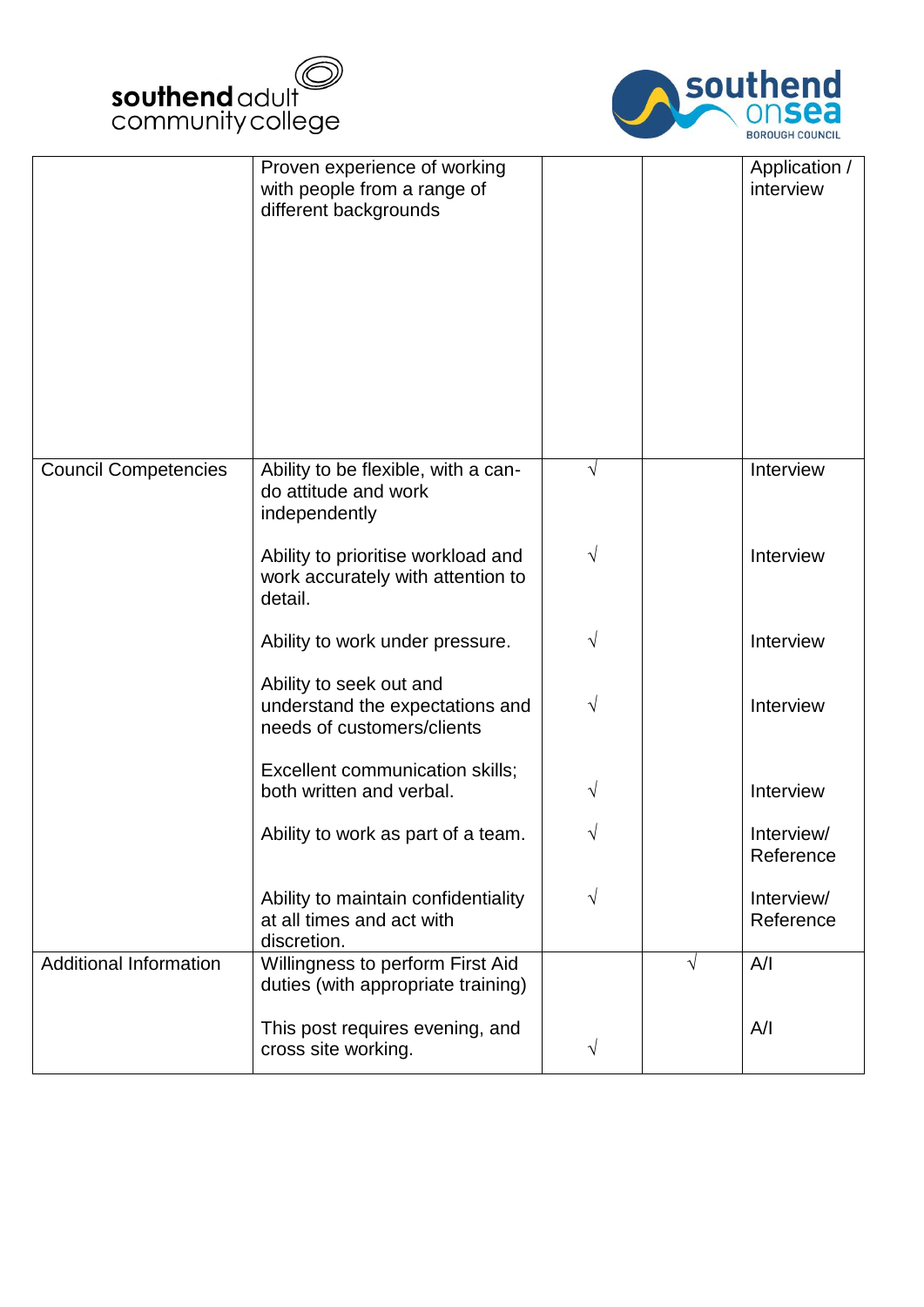| | | | | |
|---|---|---|---|---|
| | Proven experience of working with people from a range of different backgrounds | | | Application / interview |
| Council Competencies | Ability to be flexible, with a can-do attitude and work independently | √ | | Interview |
| | Ability to prioritise workload and work accurately with attention to detail. | √ | | Interview |
| | Ability to work under pressure. | √ | | Interview |
| | Ability to seek out and understand the expectations and needs of customers/clients | √ | | Interview |
| | Excellent communication skills; both written and verbal. | √ | | Interview |
| | Ability to work as part of a team. | √ | | Interview/ Reference |
| | Ability to maintain confidentiality at all times and act with discretion. | √ | | Interview/ Reference |
| Additional Information | Willingness to perform First Aid duties (with appropriate training) | | √ | A/I |
| | This post requires evening, and cross site working. | √ | | A/I |